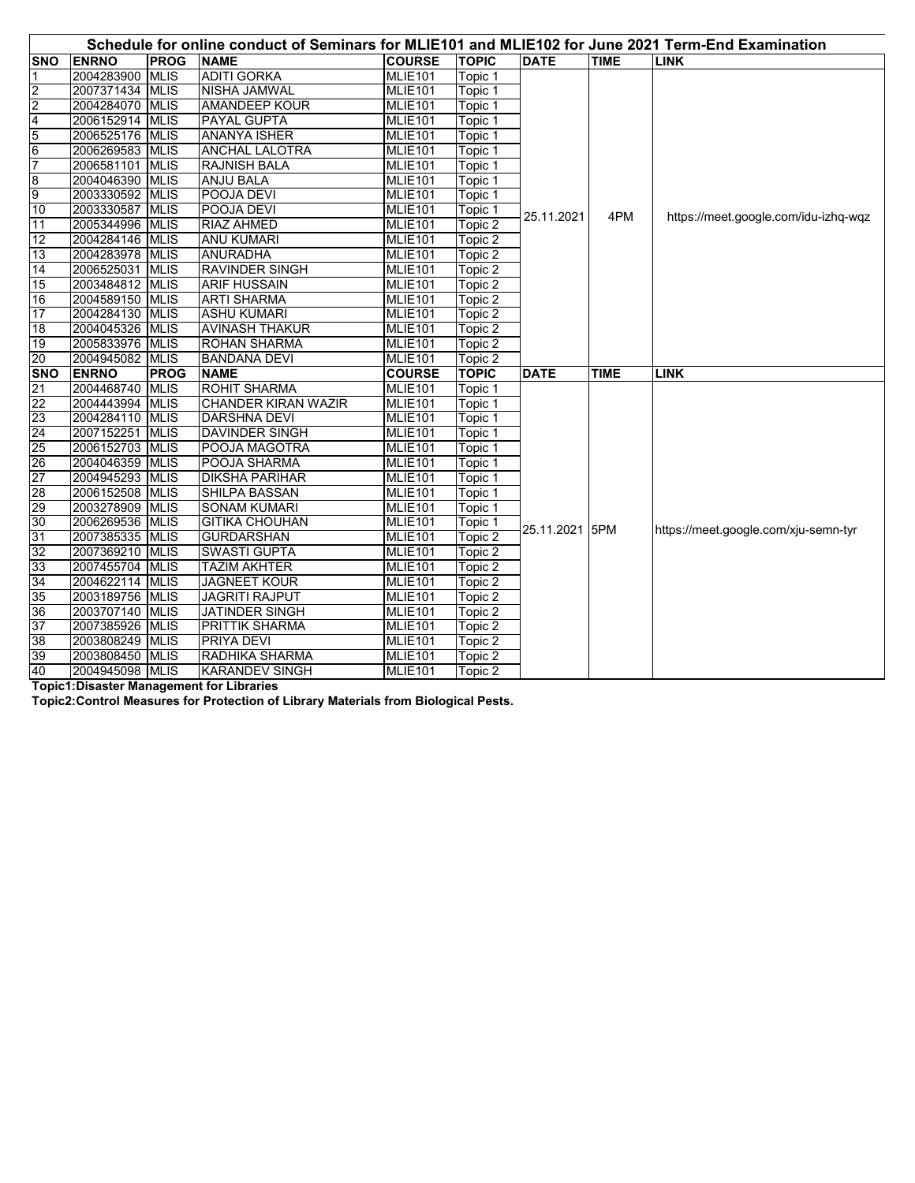**Schedule for online conduct of Seminars for MLIE101 and MLIE102 for June 2021 Term-End Examination**

| SNO | ENRNO | PROG | NAME | COURSE | TOPIC | DATE | TIME | LINK |
|---|---|---|---|---|---|---|---|---|
| 1 | 2004283900 | MLIS | ADITI GORKA | MLIE101 | Topic 1 | 25.11.2021 | 4PM | https://meet.google.com/idu-izhq-wqz |
| 2 | 2007371434 | MLIS | NISHA JAMWAL | MLIE101 | Topic 1 | | | |
| 2 | 2004284070 | MLIS | AMANDEEP KOUR | MLIE101 | Topic 1 | | | |
| 4 | 2006152914 | MLIS | PAYAL GUPTA | MLIE101 | Topic 1 | | | |
| 5 | 2006525176 | MLIS | ANANYA ISHER | MLIE101 | Topic 1 | | | |
| 6 | 2006269583 | MLIS | ANCHAL LALOTRA | MLIE101 | Topic 1 | | | |
| 7 | 2006581101 | MLIS | RAJNISH BALA | MLIE101 | Topic 1 | | | |
| 8 | 2004046390 | MLIS | ANJU BALA | MLIE101 | Topic 1 | | | |
| 9 | 2003330592 | MLIS | POOJA DEVI | MLIE101 | Topic 1 | | | |
| 10 | 2003330587 | MLIS | POOJA DEVI | MLIE101 | Topic 1 | | | |
| 11 | 2005344996 | MLIS | RIAZ AHMED | MLIE101 | Topic 2 | | | |
| 12 | 2004284146 | MLIS | ANU KUMARI | MLIE101 | Topic 2 | | | |
| 13 | 2004283978 | MLIS | ANURADHA | MLIE101 | Topic 2 | | | |
| 14 | 2006525031 | MLIS | RAVINDER SINGH | MLIE101 | Topic 2 | | | |
| 15 | 2003484812 | MLIS | ARIF HUSSAIN | MLIE101 | Topic 2 | | | |
| 16 | 2004589150 | MLIS | ARTI SHARMA | MLIE101 | Topic 2 | | | |
| 17 | 2004284130 | MLIS | ASHU KUMARI | MLIE101 | Topic 2 | | | |
| 18 | 2004045326 | MLIS | AVINASH THAKUR | MLIE101 | Topic 2 | | | |
| 19 | 2005833976 | MLIS | ROHAN SHARMA | MLIE101 | Topic 2 | | | |
| 20 | 2004945082 | MLIS | BANDANA DEVI | MLIE101 | Topic 2 | | | |
| **SNO** | **ENRNO** | **PROG** | **NAME** | **COURSE** | **TOPIC** | **DATE** | **TIME** | **LINK** |
| 21 | 2004468740 | MLIS | ROHIT SHARMA | MLIE101 | Topic 1 | 25.11.2021 | 5PM | https://meet.google.com/xju-semn-tyr |
| 22 | 2004443994 | MLIS | CHANDER KIRAN WAZIR | MLIE101 | Topic 1 | | | |
| 23 | 2004284110 | MLIS | DARSHNA DEVI | MLIE101 | Topic 1 | | | |
| 24 | 2007152251 | MLIS | DAVINDER SINGH | MLIE101 | Topic 1 | | | |
| 25 | 2006152703 | MLIS | POOJA MAGOTRA | MLIE101 | Topic 1 | | | |
| 26 | 2004046359 | MLIS | POOJA SHARMA | MLIE101 | Topic 1 | | | |
| 27 | 2004945293 | MLIS | DIKSHA PARIHAR | MLIE101 | Topic 1 | | | |
| 28 | 2006152508 | MLIS | SHILPA BASSAN | MLIE101 | Topic 1 | | | |
| 29 | 2003278909 | MLIS | SONAM KUMARI | MLIE101 | Topic 1 | | | |
| 30 | 2006269536 | MLIS | GITIKA CHOUHAN | MLIE101 | Topic 1 | | | |
| 31 | 2007385335 | MLIS | GURDARSHAN | MLIE101 | Topic 2 | | | |
| 32 | 2007369210 | MLIS | SWASTI GUPTA | MLIE101 | Topic 2 | | | |
| 33 | 2007455704 | MLIS | TAZIM AKHTER | MLIE101 | Topic 2 | | | |
| 34 | 2004622114 | MLIS | JAGNEET KOUR | MLIE101 | Topic 2 | | | |
| 35 | 2003189756 | MLIS | JAGRITI RAJPUT | MLIE101 | Topic 2 | | | |
| 36 | 2003707140 | MLIS | JATINDER SINGH | MLIE101 | Topic 2 | | | |
| 37 | 2007385926 | MLIS | PRITTIK SHARMA | MLIE101 | Topic 2 | | | |
| 38 | 2003808249 | MLIS | PRIYA DEVI | MLIE101 | Topic 2 | | | |
| 39 | 2003808450 | MLIS | RADHIKA SHARMA | MLIE101 | Topic 2 | | | |
| 40 | 2004945098 | MLIS | KARANDEV SINGH | MLIE101 | Topic 2 | | | |

**Topic1:Disaster Management for Libraries**

**Topic2:Control Measures for Protection of Library Materials from Biological Pests.**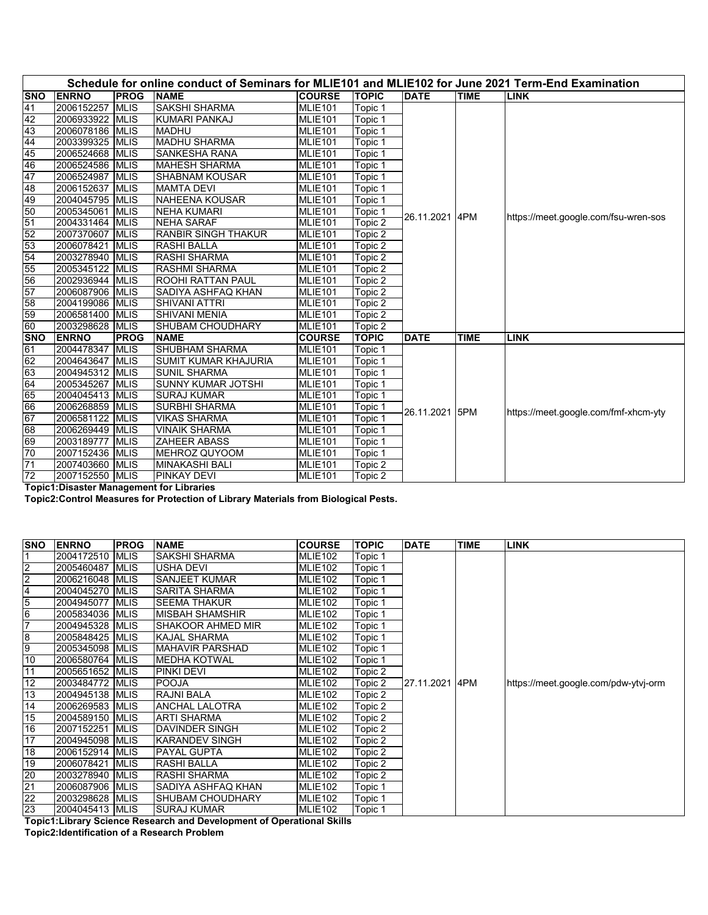## Schedule for online conduct of Seminars for MLIE101 and MLIE102 for June 2021 Term-End Examination

| SNO | ENRNO | PROG | NAME | COURSE | TOPIC | DATE | TIME | LINK |
|---|---|---|---|---|---|---|---|---|
| 41 | 2006152257 | MLIS | SAKSHI SHARMA | MLIE101 | Topic 1 | 26.11.2021 | 4PM | https://meet.google.com/fsu-wren-sos |
| 42 | 2006933922 | MLIS | KUMARI PANKAJ | MLIE101 | Topic 1 | | | |
| 43 | 2006078186 | MLIS | MADHU | MLIE101 | Topic 1 | | | |
| 44 | 2003399325 | MLIS | MADHU SHARMA | MLIE101 | Topic 1 | | | |
| 45 | 2006524668 | MLIS | SANKESHA RANA | MLIE101 | Topic 1 | | | |
| 46 | 2006524586 | MLIS | MAHESH SHARMA | MLIE101 | Topic 1 | | | |
| 47 | 2006524987 | MLIS | SHABNAM KOUSAR | MLIE101 | Topic 1 | | | |
| 48 | 2006152637 | MLIS | MAMTA DEVI | MLIE101 | Topic 1 | | | |
| 49 | 2004045795 | MLIS | NAHEENA KOUSAR | MLIE101 | Topic 1 | | | |
| 50 | 2005345061 | MLIS | NEHA KUMARI | MLIE101 | Topic 1 | | | |
| 51 | 2004331464 | MLIS | NEHA SARAF | MLIE101 | Topic 2 | | | |
| 52 | 2007370607 | MLIS | RANBIR SINGH THAKUR | MLIE101 | Topic 2 | | | |
| 53 | 2006078421 | MLIS | RASHI BALLA | MLIE101 | Topic 2 | | | |
| 54 | 2003278940 | MLIS | RASHI SHARMA | MLIE101 | Topic 2 | | | |
| 55 | 2005345122 | MLIS | RASHMI SHARMA | MLIE101 | Topic 2 | | | |
| 56 | 2002936944 | MLIS | ROOHI RATTAN PAUL | MLIE101 | Topic 2 | | | |
| 57 | 2006087906 | MLIS | SADIYA ASHFAQ KHAN | MLIE101 | Topic 2 | | | |
| 58 | 2004199086 | MLIS | SHIVANI ATTRI | MLIE101 | Topic 2 | | | |
| 59 | 2006581400 | MLIS | SHIVANI MENIA | MLIE101 | Topic 2 | | | |
| 60 | 2003298628 | MLIS | SHUBAM CHOUDHARY | MLIE101 | Topic 2 | | | |
| SNO | ENRNO | PROG | NAME | COURSE | TOPIC | DATE | TIME | LINK |
| 61 | 2004478347 | MLIS | SHUBHAM SHARMA | MLIE101 | Topic 1 | 26.11.2021 | 5PM | https://meet.google.com/fmf-xhcm-yty |
| 62 | 2004643647 | MLIS | SUMIT KUMAR KHAJURIA | MLIE101 | Topic 1 | | | |
| 63 | 2004945312 | MLIS | SUNIL SHARMA | MLIE101 | Topic 1 | | | |
| 64 | 2005345267 | MLIS | SUNNY KUMAR JOTSHI | MLIE101 | Topic 1 | | | |
| 65 | 2004045413 | MLIS | SURAJ KUMAR | MLIE101 | Topic 1 | | | |
| 66 | 2006268859 | MLIS | SURBHI SHARMA | MLIE101 | Topic 1 | | | |
| 67 | 2006581122 | MLIS | VIKAS SHARMA | MLIE101 | Topic 1 | | | |
| 68 | 2006269449 | MLIS | VINAIK SHARMA | MLIE101 | Topic 1 | | | |
| 69 | 2003189777 | MLIS | ZAHEER ABASS | MLIE101 | Topic 1 | | | |
| 70 | 2007152436 | MLIS | MEHROZ QUYOOM | MLIE101 | Topic 1 | | | |
| 71 | 2007403660 | MLIS | MINAKASHI BALI | MLIE101 | Topic 2 | | | |
| 72 | 2007152550 | MLIS | PINKAY DEVI | MLIE101 | Topic 2 | | | |

**Topic1:Disaster Management for Libraries**

**Topic2:Control Measures for Protection of Library Materials from Biological Pests.**

| SNO | ENRNO | PROG | NAME | COURSE | TOPIC | DATE | TIME | LINK |
|---|---|---|---|---|---|---|---|---|
| 1 | 2004172510 | MLIS | SAKSHI SHARMA | MLIE102 | Topic 1 | 27.11.2021 | 4PM | https://meet.google.com/pdw-ytvj-orm |
| 2 | 2005460487 | MLIS | USHA DEVI | MLIE102 | Topic 1 | | | |
| 2 | 2006216048 | MLIS | SANJEET KUMAR | MLIE102 | Topic 1 | | | |
| 4 | 2004045270 | MLIS | SARITA SHARMA | MLIE102 | Topic 1 | | | |
| 5 | 2004945077 | MLIS | SEEMA THAKUR | MLIE102 | Topic 1 | | | |
| 6 | 2005834036 | MLIS | MISBAH SHAMSHIR | MLIE102 | Topic 1 | | | |
| 7 | 2004945328 | MLIS | SHAKOOR AHMED MIR | MLIE102 | Topic 1 | | | |
| 8 | 2005848425 | MLIS | KAJAL SHARMA | MLIE102 | Topic 1 | | | |
| 9 | 2005345098 | MLIS | MAHAVIR PARSHAD | MLIE102 | Topic 1 | | | |
| 10 | 2006580764 | MLIS | MEDHA KOTWAL | MLIE102 | Topic 1 | | | |
| 11 | 2005651652 | MLIS | PINKI DEVI | MLIE102 | Topic 2 | | | |
| 12 | 2003484772 | MLIS | POOJA | MLIE102 | Topic 2 | | | |
| 13 | 2004945138 | MLIS | RAJNI BALA | MLIE102 | Topic 2 | | | |
| 14 | 2006269583 | MLIS | ANCHAL LALOTRA | MLIE102 | Topic 2 | | | |
| 15 | 2004589150 | MLIS | ARTI SHARMA | MLIE102 | Topic 2 | | | |
| 16 | 2007152251 | MLIS | DAVINDER SINGH | MLIE102 | Topic 2 | | | |
| 17 | 2004945098 | MLIS | KARANDEV SINGH | MLIE102 | Topic 2 | | | |
| 18 | 2006152914 | MLIS | PAYAL GUPTA | MLIE102 | Topic 2 | | | |
| 19 | 2006078421 | MLIS | RASHI BALLA | MLIE102 | Topic 2 | | | |
| 20 | 2003278940 | MLIS | RASHI SHARMA | MLIE102 | Topic 2 | | | |
| 21 | 2006087906 | MLIS | SADIYA ASHFAQ KHAN | MLIE102 | Topic 1 | | | |
| 22 | 2003298628 | MLIS | SHUBAM CHOUDHARY | MLIE102 | Topic 1 | | | |
| 23 | 2004045413 | MLIS | SURAJ KUMAR | MLIE102 | Topic 1 | | | |

**Topic1:Library Science Research and Development of Operational Skills**

**Topic2:Identification of a Research Problem**